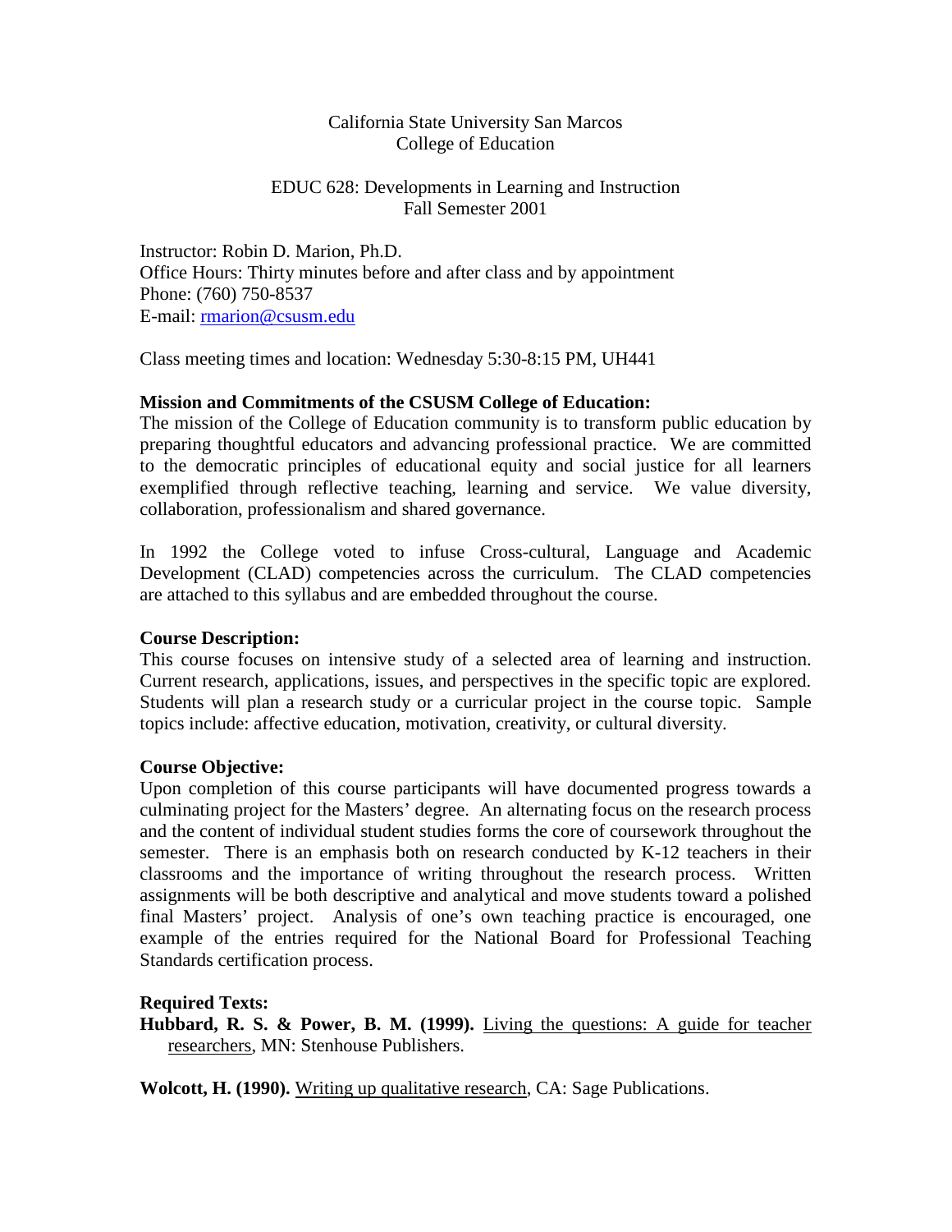California State University San Marcos
College of Education

EDUC 628: Developments in Learning and Instruction
Fall Semester 2001

Instructor: Robin D. Marion, Ph.D.
Office Hours: Thirty minutes before and after class and by appointment
Phone: (760) 750-8537
E-mail: rmarion@csusm.edu

Class meeting times and location: Wednesday 5:30-8:15 PM, UH441

**Mission and Commitments of the CSUSM College of Education:**
The mission of the College of Education community is to transform public education by preparing thoughtful educators and advancing professional practice. We are committed to the democratic principles of educational equity and social justice for all learners exemplified through reflective teaching, learning and service. We value diversity, collaboration, professionalism and shared governance.

In 1992 the College voted to infuse Cross-cultural, Language and Academic Development (CLAD) competencies across the curriculum. The CLAD competencies are attached to this syllabus and are embedded throughout the course.

**Course Description:**
This course focuses on intensive study of a selected area of learning and instruction. Current research, applications, issues, and perspectives in the specific topic are explored. Students will plan a research study or a curricular project in the course topic. Sample topics include: affective education, motivation, creativity, or cultural diversity.

**Course Objective:**
Upon completion of this course participants will have documented progress towards a culminating project for the Masters' degree. An alternating focus on the research process and the content of individual student studies forms the core of coursework throughout the semester. There is an emphasis both on research conducted by K-12 teachers in their classrooms and the importance of writing throughout the research process. Written assignments will be both descriptive and analytical and move students toward a polished final Masters' project. Analysis of one's own teaching practice is encouraged, one example of the entries required for the National Board for Professional Teaching Standards certification process.

**Required Texts:**
**Hubbard, R. S. & Power, B. M. (1999).** Living the questions: A guide for teacher researchers, MN: Stenhouse Publishers.

**Wolcott, H. (1990).** Writing up qualitative research, CA: Sage Publications.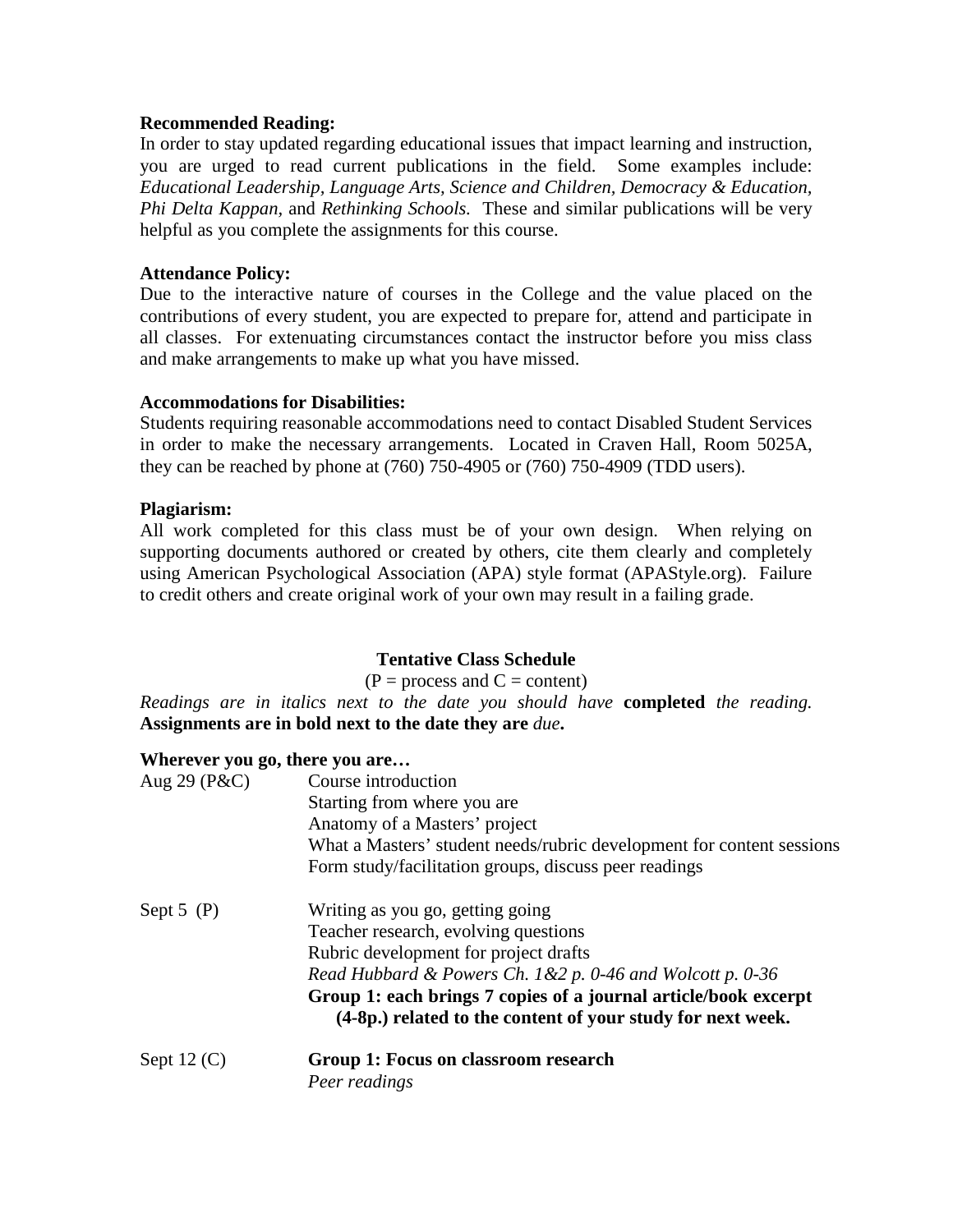**Recommended Reading:**
In order to stay updated regarding educational issues that impact learning and instruction, you are urged to read current publications in the field. Some examples include: *Educational Leadership, Language Arts, Science and Children*, *Democracy & Education*, *Phi Delta Kappan,* and *Rethinking Schools.* These and similar publications will be very helpful as you complete the assignments for this course.

**Attendance Policy:**
Due to the interactive nature of courses in the College and the value placed on the contributions of every student, you are expected to prepare for, attend and participate in all classes. For extenuating circumstances contact the instructor before you miss class and make arrangements to make up what you have missed.

**Accommodations for Disabilities:**
Students requiring reasonable accommodations need to contact Disabled Student Services in order to make the necessary arrangements. Located in Craven Hall, Room 5025A, they can be reached by phone at (760) 750-4905 or (760) 750-4909 (TDD users).

**Plagiarism:**
All work completed for this class must be of your own design. When relying on supporting documents authored or created by others, cite them clearly and completely using American Psychological Association (APA) style format (APAStyle.org). Failure to credit others and create original work of your own may result in a failing grade.

## Tentative Class Schedule

(P = process and C = content)

*Readings are in italics next to the date you should have* **completed** *the reading.* **Assignments are in bold next to the date they are** ***due*****.**

**Wherever you go, there you are…**

| | |
|---|---|
| Aug 29 (P&C) | Course introduction<br>Starting from where you are<br>Anatomy of a Masters' project<br>What a Masters' student needs/rubric development for content sessions<br>Form study/facilitation groups, discuss peer readings |
| Sept 5 (P) | Writing as you go, getting going<br>Teacher research, evolving questions<br>Rubric development for project drafts<br>*Read Hubbard & Powers Ch. 1&2 p. 0-46 and Wolcott p. 0-36*<br>**Group 1: each brings 7 copies of a journal article/book excerpt (4-8p.) related to the content of your study for next week.** |
| Sept 12 (C) | **Group 1: Focus on classroom research**<br>*Peer readings* |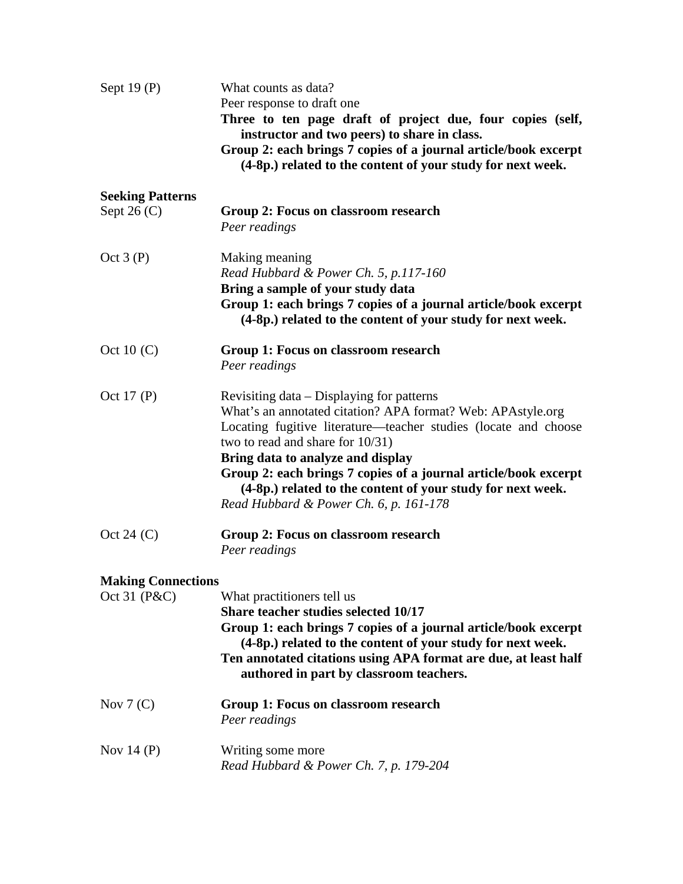Sept 19 (P)

What counts as data?
Peer response to draft one
**Three to ten page draft of project due, four copies (self, instructor and two peers) to share in class.**
**Group 2: each brings 7 copies of a journal article/book excerpt (4-8p.) related to the content of your study for next week.**

**Seeking Patterns**

Sept 26 (C)

**Group 2: Focus on classroom research**
*Peer readings*

Oct 3 (P)

Making meaning
*Read Hubbard & Power Ch. 5, p.117-160*
**Bring a sample of your study data**
**Group 1: each brings 7 copies of a journal article/book excerpt (4-8p.) related to the content of your study for next week.**

Oct 10 (C)

**Group 1: Focus on classroom research**
*Peer readings*

Oct 17 (P)

Revisiting data – Displaying for patterns
What's an annotated citation? APA format? Web: APAstyle.org
Locating fugitive literature—teacher studies (locate and choose two to read and share for 10/31)
**Bring data to analyze and display**
**Group 2: each brings 7 copies of a journal article/book excerpt (4-8p.) related to the content of your study for next week.**
*Read Hubbard & Power Ch. 6, p. 161-178*

Oct 24 (C)

**Group 2: Focus on classroom research**
*Peer readings*

**Making Connections**

Oct 31 (P&C)

What practitioners tell us
**Share teacher studies selected 10/17**
**Group 1: each brings 7 copies of a journal article/book excerpt (4-8p.) related to the content of your study for next week.**
**Ten annotated citations using APA format are due, at least half authored in part by classroom teachers.**

Nov 7 (C)

**Group 1: Focus on classroom research**
*Peer readings*

Nov 14 (P)

Writing some more
*Read Hubbard & Power Ch. 7, p. 179-204*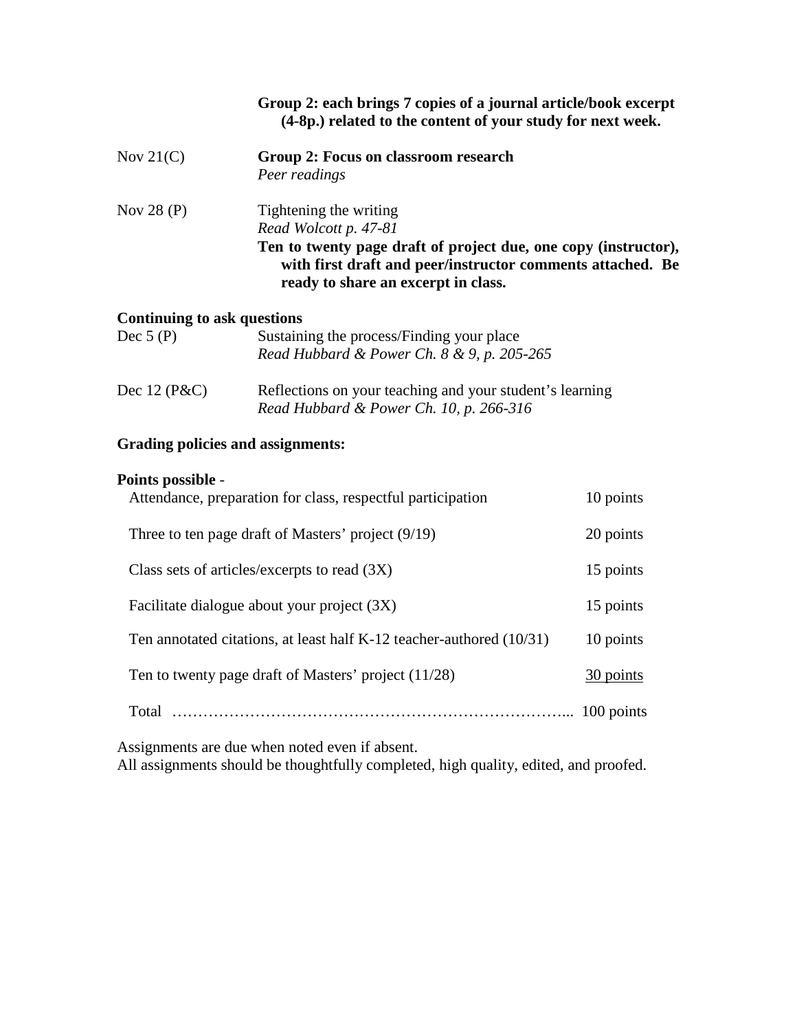**Group 2: each brings 7 copies of a journal article/book excerpt (4-8p.) related to the content of your study for next week.**

| | |
|---|---|
| Nov 21(C) | **Group 2: Focus on classroom research**<br>*Peer readings* |
| Nov 28 (P) | Tightening the writing<br>*Read Wolcott p. 47-81*<br>**Ten to twenty page draft of project due, one copy (instructor), with first draft and peer/instructor comments attached. Be ready to share an excerpt in class.** |

**Continuing to ask questions**

| | |
|---|---|
| Dec 5 (P) | Sustaining the process/Finding your place<br>*Read Hubbard & Power Ch. 8 & 9, p. 205-265* |
| Dec 12 (P&C) | Reflections on your teaching and your student's learning<br>*Read Hubbard & Power Ch. 10, p. 266-316* |

**Grading policies and assignments:**

**Points possible** -

| | |
|---|---|
| Attendance, preparation for class, respectful participation | 10 points |
| Three to ten page draft of Masters' project (9/19) | 20 points |
| Class sets of articles/excerpts to read (3X) | 15 points |
| Facilitate dialogue about your project (3X) | 15 points |
| Ten annotated citations, at least half K-12 teacher-authored (10/31) | 10 points |
| Ten to twenty page draft of Masters' project (11/28) | 30 points |
| Total | 100 points |

Assignments are due when noted even if absent.
All assignments should be thoughtfully completed, high quality, edited, and proofed.